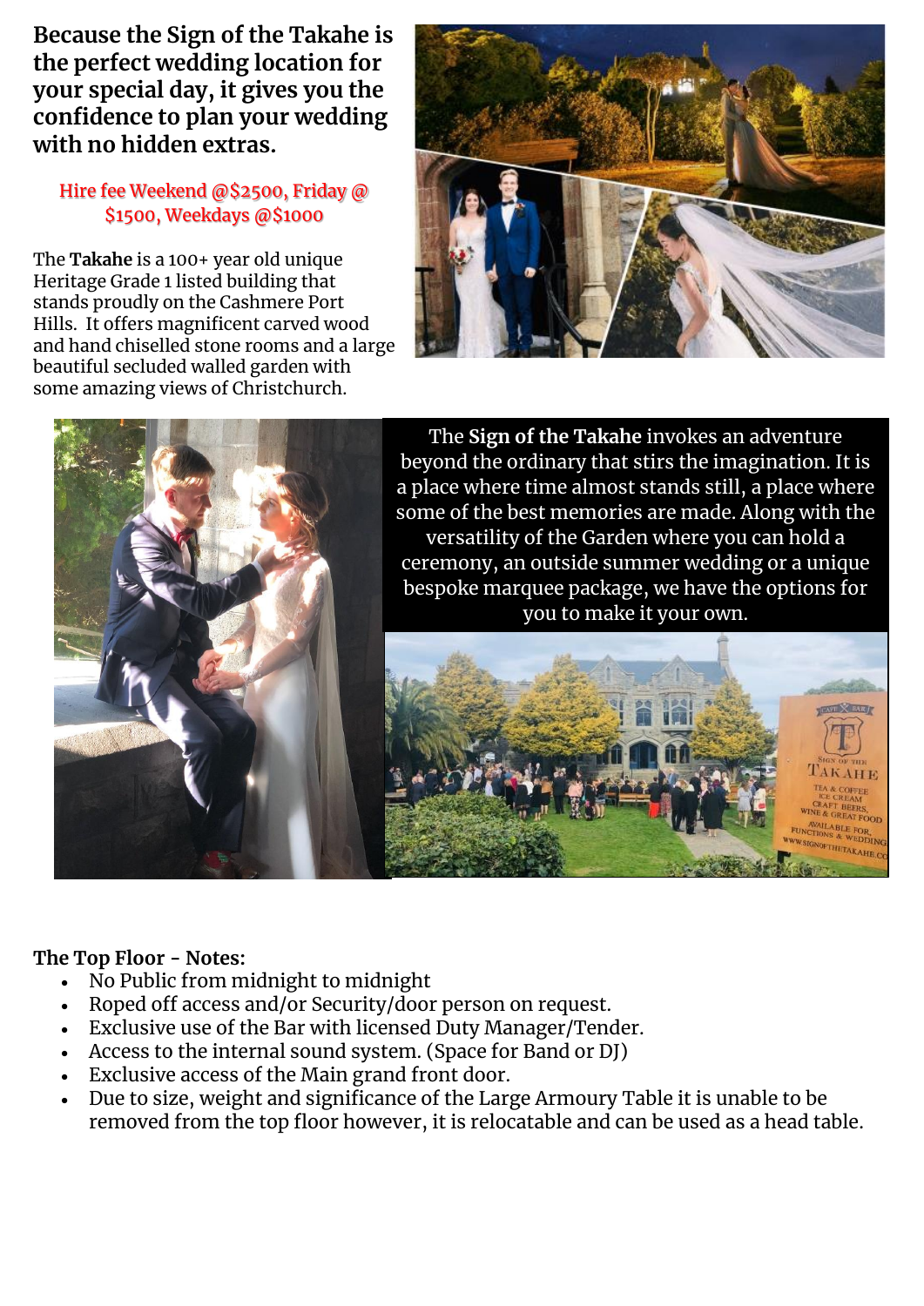**Because the Sign of the Takahe is the perfect wedding location for your special day, it gives you the confidence to plan your wedding with no hidden extras.**

Hire fee Weekend @$2500, Friday @ $1500, Weekdays @$1000

The **Takahe** is a 100+ year old unique Heritage Grade 1 listed building that stands proudly on the Cashmere Port Hills. It offers magnificent carved wood and hand chiselled stone rooms and a large beautiful secluded walled garden with some amazing views of Christchurch.

The **Sign of the Takahe** invokes an adventure beyond the ordinary that stirs the imagination. It is a place where time almost stands still, a place where some of the best memories are made. Along with the versatility of the Garden where you can hold a ceremony, an outside summer wedding or a unique bespoke marquee package, we have the options for you to make it your own.

**The Top Floor - Notes:**

- No Public from midnight to midnight
- Roped off access and/or Security/door person on request.
- Exclusive use of the Bar with licensed Duty Manager/Tender.
- Access to the internal sound system. (Space for Band or DJ)
- Exclusive access of the Main grand front door.
- Due to size, weight and significance of the Large Armoury Table it is unable to be removed from the top floor however, it is relocatable and can be used as a head table.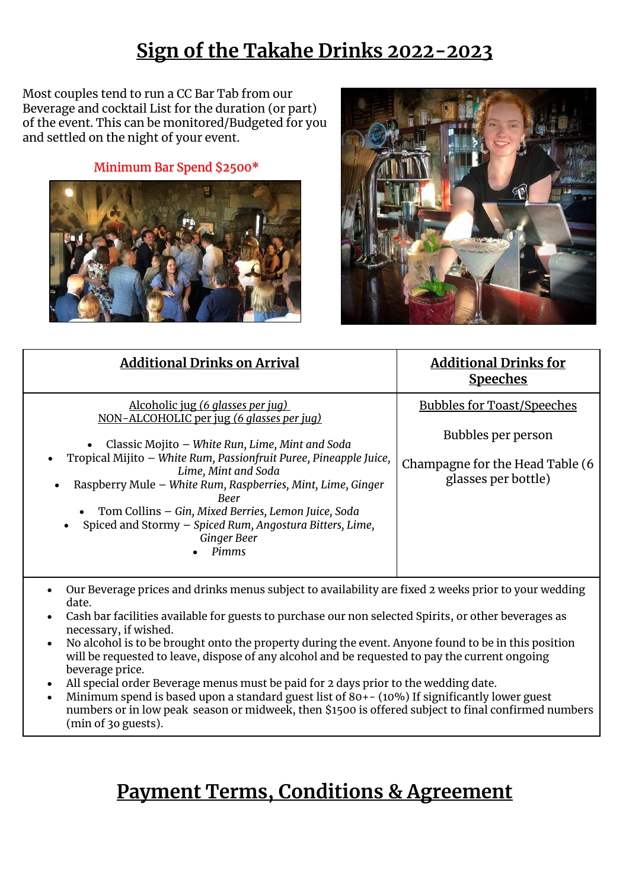# Sign of the Takahe Drinks 2022-2023

Most couples tend to run a CC Bar Tab from our Beverage and cocktail List for the duration (or part) of the event. This can be monitored/Budgeted for you and settled on the night of your event.

Minimum Bar Spend $2500*

| Additional Drinks on Arrival | Additional Drinks for Speeches |
| --- | --- |
| Alcoholic jug *(6 glasses per jug)*<br>NON-ALCOHOLIC per jug *(6 glasses per jug)*<br><br>• Classic Mojito – *White Run, Lime, Mint and Soda*<br>• Tropical Mijito – *White Rum, Passionfruit Puree, Pineapple Juice, Lime, Mint and Soda*<br>• Raspberry Mule – *White Rum, Raspberries, Mint, Lime, Ginger Beer*<br>• Tom Collins – *Gin, Mixed Berries, Lemon Juice, Soda*<br>• Spiced and Stormy – *Spiced Rum, Angostura Bitters, Lime, Ginger Beer*<br>• *Pimms* | Bubbles for Toast/Speeches<br><br>Bubbles per person<br><br>Champagne for the Head Table (6 glasses per bottle) |

- Our Beverage prices and drinks menus subject to availability are fixed 2 weeks prior to your wedding date.
- Cash bar facilities available for guests to purchase our non selected Spirits, or other beverages as necessary, if wished.
- No alcohol is to be brought onto the property during the event. Anyone found to be in this position will be requested to leave, dispose of any alcohol and be requested to pay the current ongoing beverage price.
- All special order Beverage menus must be paid for 2 days prior to the wedding date.
- Minimum spend is based upon a standard guest list of 80+- (10%) If significantly lower guest numbers or in low peak season or midweek, then $1500 is offered subject to final confirmed numbers (min of 30 guests).

# Payment Terms, Conditions & Agreement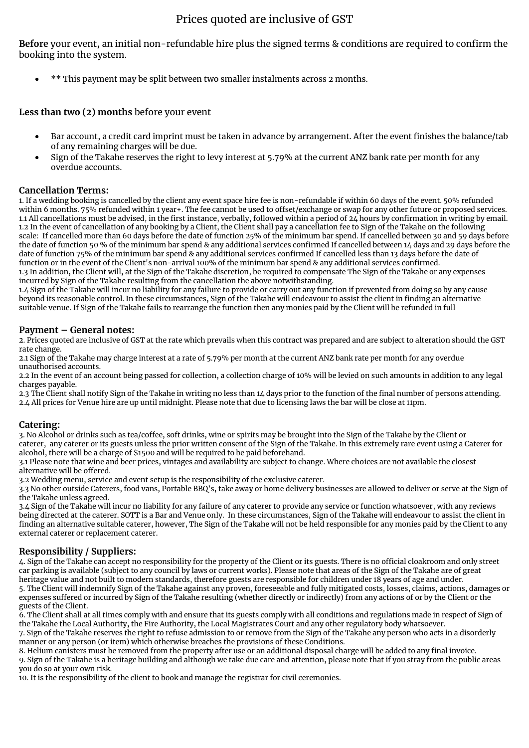# Prices quoted are inclusive of GST

**Before** your event, an initial non-refundable hire plus the signed terms & conditions are required to confirm the booking into the system.

- ** This payment may be split between two smaller instalments across 2 months.

**Less than two (2) months** before your event

- Bar account, a credit card imprint must be taken in advance by arrangement. After the event finishes the balance/tab of any remaining charges will be due.
- Sign of the Takahe reserves the right to levy interest at 5.79% at the current ANZ bank rate per month for any overdue accounts.

### Cancellation Terms:

1. If a wedding booking is cancelled by the client any event space hire fee is non-refundable if within 60 days of the event. 50% refunded within 6 months. 75% refunded within 1 year+. The fee cannot be used to offset/exchange or swap for any other future or proposed services.
1.1 All cancellations must be advised, in the first instance, verbally, followed within a period of 24 hours by confirmation in writing by email.
1.2 In the event of cancellation of any booking by a Client, the Client shall pay a cancellation fee to Sign of the Takahe on the following scale: If cancelled more than 60 days before the date of function 25% of the minimum bar spend. If cancelled between 30 and 59 days before the date of function 50 % of the minimum bar spend & any additional services confirmed If cancelled between 14 days and 29 days before the date of function 75% of the minimum bar spend & any additional services confirmed If cancelled less than 13 days before the date of function or in the event of the Client's non-arrival 100% of the minimum bar spend & any additional services confirmed.
1.3 In addition, the Client will, at the Sign of the Takahe discretion, be required to compensate The Sign of the Takahe or any expenses incurred by Sign of the Takahe resulting from the cancellation the above notwithstanding.
1.4 Sign of the Takahe will incur no liability for any failure to provide or carry out any function if prevented from doing so by any cause beyond its reasonable control. In these circumstances, Sign of the Takahe will endeavour to assist the client in finding an alternative suitable venue. If Sign of the Takahe fails to rearrange the function then any monies paid by the Client will be refunded in full

### Payment – General notes:

2. Prices quoted are inclusive of GST at the rate which prevails when this contract was prepared and are subject to alteration should the GST rate change.
2.1 Sign of the Takahe may charge interest at a rate of 5.79% per month at the current ANZ bank rate per month for any overdue unauthorised accounts.
2.2 In the event of an account being passed for collection, a collection charge of 10% will be levied on such amounts in addition to any legal charges payable.
2.3 The Client shall notify Sign of the Takahe in writing no less than 14 days prior to the function of the final number of persons attending.
2.4 All prices for Venue hire are up until midnight. Please note that due to licensing laws the bar will be close at 11pm.

### Catering:

3. No Alcohol or drinks such as tea/coffee, soft drinks, wine or spirits may be brought into the Sign of the Takahe by the Client or caterer, any caterer or its guests unless the prior written consent of the Sign of the Takahe. In this extremely rare event using a Caterer for alcohol, there will be a charge of $1500 and will be required to be paid beforehand.
3.1 Please note that wine and beer prices, vintages and availability are subject to change. Where choices are not available the closest alternative will be offered.
3.2 Wedding menu, service and event setup is the responsibility of the exclusive caterer.
3.3 No other outside Caterers, food vans, Portable BBQ's, take away or home delivery businesses are allowed to deliver or serve at the Sign of the Takahe unless agreed.
3.4 Sign of the Takahe will incur no liability for any failure of any caterer to provide any service or function whatsoever, with any reviews being directed at the caterer. SOTT is a Bar and Venue only. In these circumstances, Sign of the Takahe will endeavour to assist the client in finding an alternative suitable caterer, however, The Sign of the Takahe will not be held responsible for any monies paid by the Client to any external caterer or replacement caterer.

### Responsibility / Suppliers:

4. Sign of the Takahe can accept no responsibility for the property of the Client or its guests. There is no official cloakroom and only street car parking is available (subject to any council by laws or current works). Please note that areas of the Sign of the Takahe are of great heritage value and not built to modern standards, therefore guests are responsible for children under 18 years of age and under.
5. The Client will indemnify Sign of the Takahe against any proven, foreseeable and fully mitigated costs, losses, claims, actions, damages or expenses suffered or incurred by Sign of the Takahe resulting (whether directly or indirectly) from any actions of or by the Client or the guests of the Client.
6. The Client shall at all times comply with and ensure that its guests comply with all conditions and regulations made in respect of Sign of the Takahe the Local Authority, the Fire Authority, the Local Magistrates Court and any other regulatory body whatsoever.
7. Sign of the Takahe reserves the right to refuse admission to or remove from the Sign of the Takahe any person who acts in a disorderly manner or any person (or item) which otherwise breaches the provisions of these Conditions.
8. Helium canisters must be removed from the property after use or an additional disposal charge will be added to any final invoice.
9. Sign of the Takahe is a heritage building and although we take due care and attention, please note that if you stray from the public areas you do so at your own risk.
10. It is the responsibility of the client to book and manage the registrar for civil ceremonies.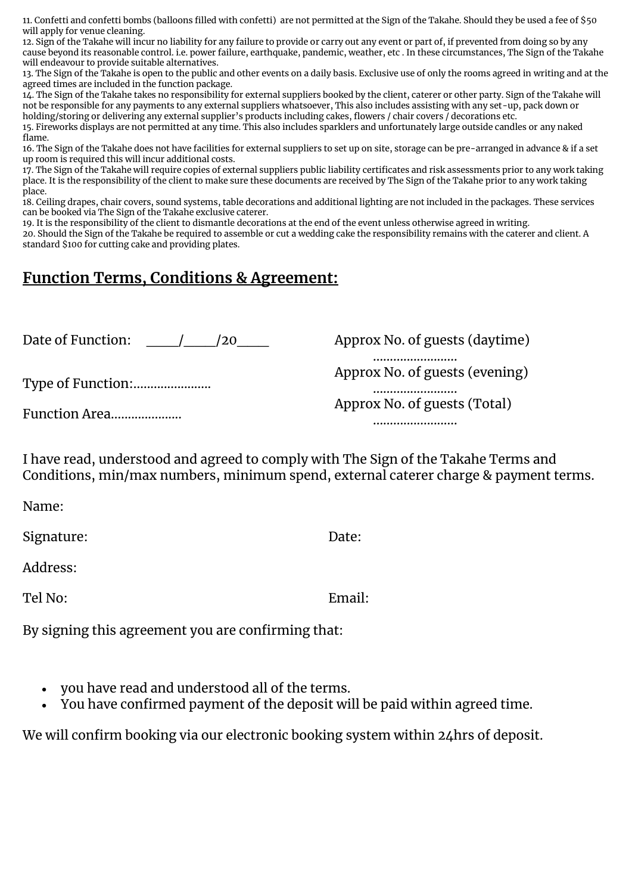11. Confetti and confetti bombs (balloons filled with confetti) are not permitted at the Sign of the Takahe. Should they be used a fee of $50 will apply for venue cleaning.
12. Sign of the Takahe will incur no liability for any failure to provide or carry out any event or part of, if prevented from doing so by any cause beyond its reasonable control. i.e. power failure, earthquake, pandemic, weather, etc . In these circumstances, The Sign of the Takahe will endeavour to provide suitable alternatives.
13. The Sign of the Takahe is open to the public and other events on a daily basis. Exclusive use of only the rooms agreed in writing and at the agreed times are included in the function package.
14. The Sign of the Takahe takes no responsibility for external suppliers booked by the client, caterer or other party. Sign of the Takahe will not be responsible for any payments to any external suppliers whatsoever, This also includes assisting with any set-up, pack down or holding/storing or delivering any external supplier's products including cakes, flowers / chair covers / decorations etc.
15. Fireworks displays are not permitted at any time. This also includes sparklers and unfortunately large outside candles or any naked flame.
16. The Sign of the Takahe does not have facilities for external suppliers to set up on site, storage can be pre-arranged in advance & if a set up room is required this will incur additional costs.
17. The Sign of the Takahe will require copies of external suppliers public liability certificates and risk assessments prior to any work taking place. It is the responsibility of the client to make sure these documents are received by The Sign of the Takahe prior to any work taking place.
18. Ceiling drapes, chair covers, sound systems, table decorations and additional lighting are not included in the packages. These services can be booked via The Sign of the Takahe exclusive caterer.
19. It is the responsibility of the client to dismantle decorations at the end of the event unless otherwise agreed in writing.
20. Should the Sign of the Takahe be required to assemble or cut a wedding cake the responsibility remains with the caterer and client. A standard $100 for cutting cake and providing plates.

## Function Terms, Conditions & Agreement:

Date of Function: \_\_\_\_\_/\_\_\_\_\_/20\_\_\_\_\_

Type of Function:.......................

Function Area.....................

Approx No. of guests (daytime) .........................

Approx No. of guests (evening) .........................

Approx No. of guests (Total) .........................

I have read, understood and agreed to comply with The Sign of the Takahe Terms and Conditions, min/max numbers, minimum spend, external caterer charge & payment terms.

Name:

Signature:

Date:

Address:

Tel No:

Email:

By signing this agreement you are confirming that:

- you have read and understood all of the terms.
- You have confirmed payment of the deposit will be paid within agreed time.

We will confirm booking via our electronic booking system within 24hrs of deposit.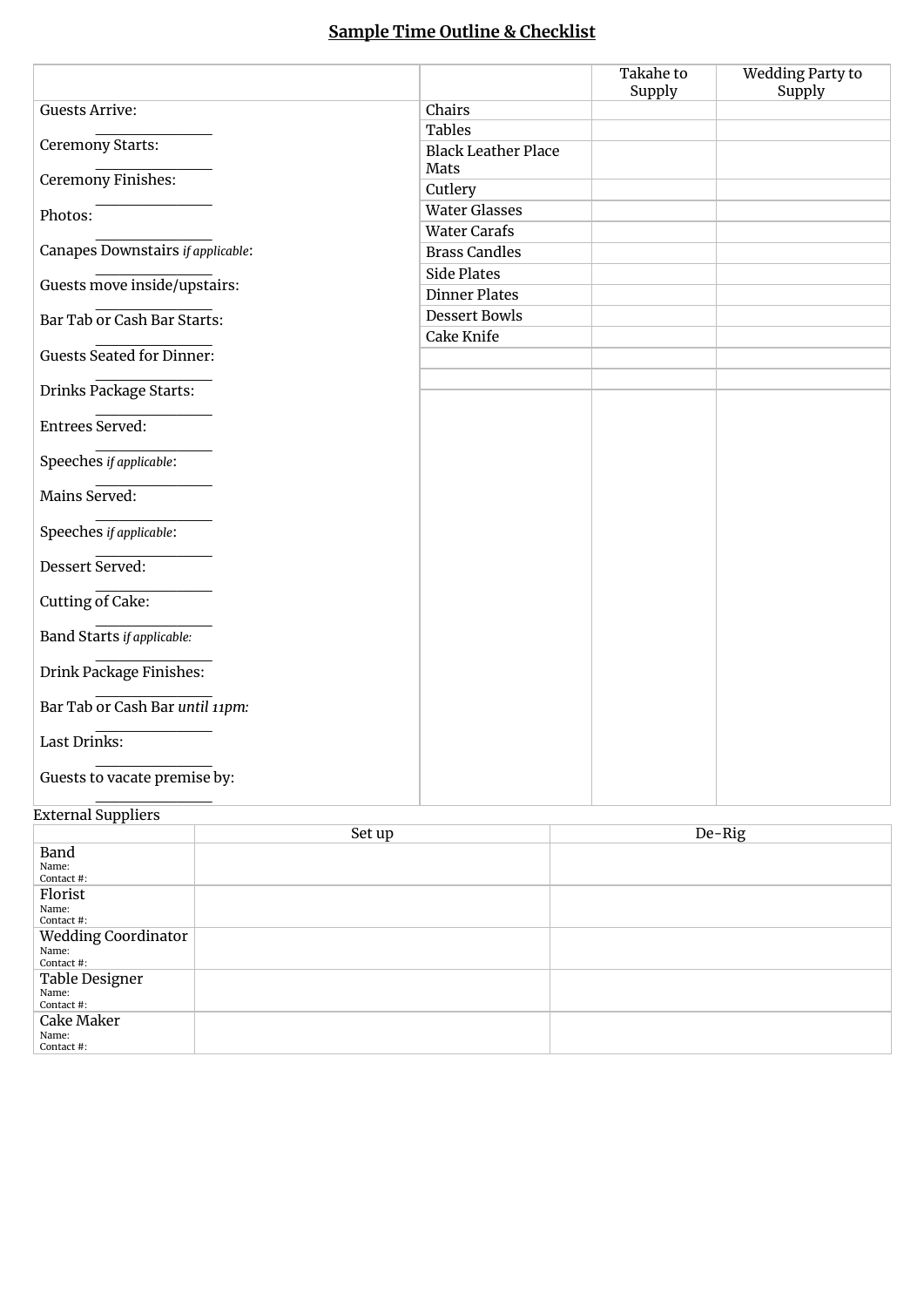## Sample Time Outline & Checklist

| | | Takahe to Supply | Wedding Party to Supply |
|---|---|---|---|
| Guests Arrive: ______ | Chairs | | |
| Ceremony Starts: ______ | Tables | | |
| Ceremony Finishes: ______ | Black Leather Place Mats | | |
| Photos: ______ | Cutlery | | |
| Canapes Downstairs *if applicable*: ______ | Water Glasses | | |
| Guests move inside/upstairs: ______ | Water Carafs | | |
| Bar Tab or Cash Bar Starts: ______ | Brass Candles | | |
| Guests Seated for Dinner: ______ | Side Plates | | |
| Drinks Package Starts: ______ | Dinner Plates | | |
| Entrees Served: ______ | Dessert Bowls | | |
| Speeches *if applicable*: ______ | Cake Knife | | |
| Mains Served: ______ | | | |
| Speeches *if applicable*: ______ | | | |
| Dessert Served: ______ | | | |
| Cutting of Cake: ______ | | | |
| Band Starts *if applicable:* ______ | | | |
| Drink Package Finishes: ______ | | | |
| Bar Tab or Cash Bar *until 11pm:* ______ | | | |
| Last Drinks: ______ | | | |
| Guests to vacate premise by: ______ | | | |

External Suppliers

| | Set up | De-Rig |
|---|---|---|
| Band<br>Name:<br>Contact #: | | |
| Florist<br>Name:<br>Contact #: | | |
| Wedding Coordinator<br>Name:<br>Contact #: | | |
| Table Designer<br>Name:<br>Contact #: | | |
| Cake Maker<br>Name:<br>Contact #: | | |